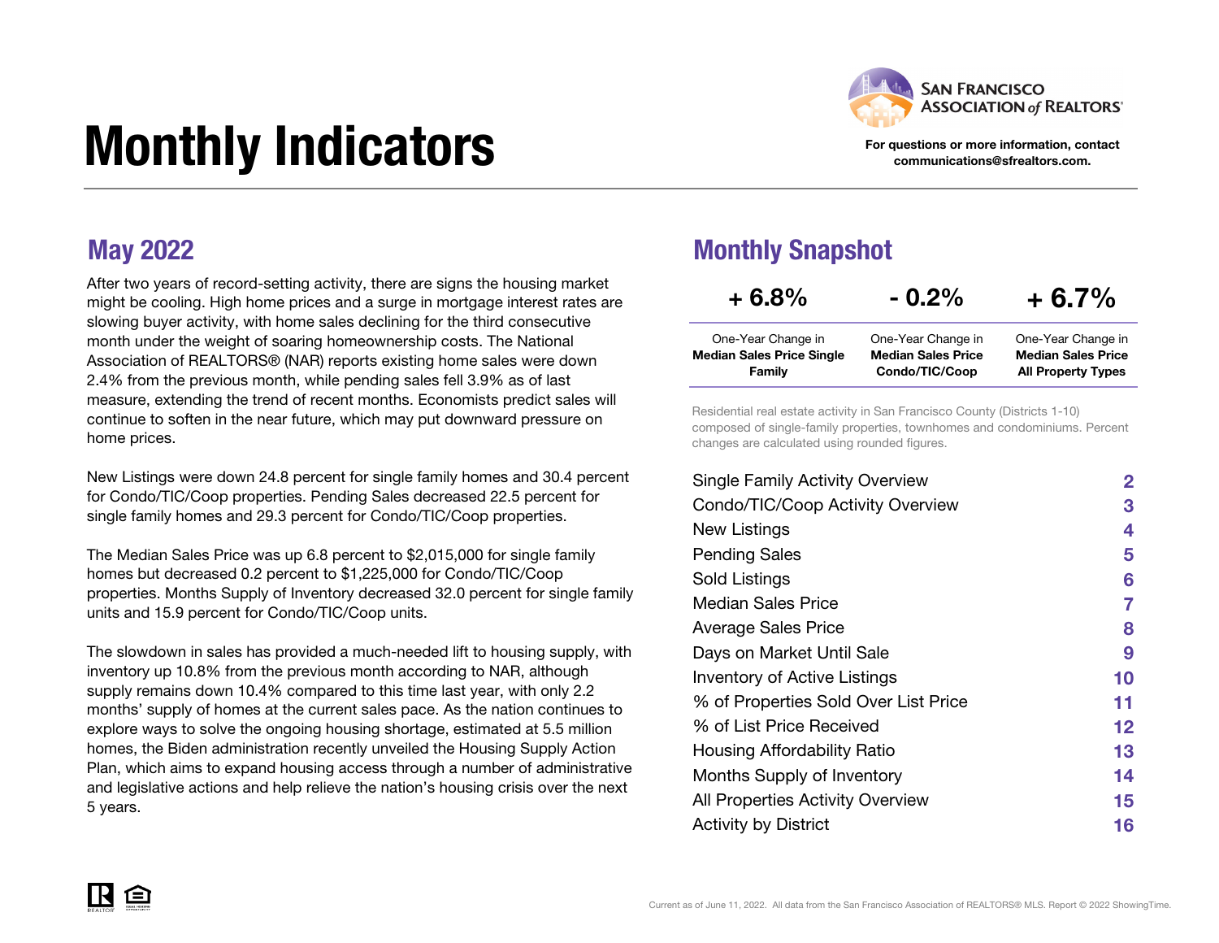# Monthly Indicators

SAN FRANCISCO ASSOCIATION of REALTORS®

For questions or more information, contact communications@sfrealtors.com.

## May 2022

After two years of record-setting activity, there are signs the housing market might be cooling. High home prices and a surge in mortgage interest rates are slowing buyer activity, with home sales declining for the third consecutive month under the weight of soaring homeownership costs. The National Association of REALTORS® (NAR) reports existing home sales were down 2.4% from the previous month, while pending sales fell 3.9% as of last measure, extending the trend of recent months. Economists predict sales will continue to soften in the near future, which may put downward pressure on home prices.

New Listings were down 24.8 percent for single family homes and 30.4 percent for Condo/TIC/Coop properties. Pending Sales decreased 22.5 percent for single family homes and 29.3 percent for Condo/TIC/Coop properties.

The Median Sales Price was up 6.8 percent to $2,015,000 for single family homes but decreased 0.2 percent to $1,225,000 for Condo/TIC/Coop properties. Months Supply of Inventory decreased 32.0 percent for single family units and 15.9 percent for Condo/TIC/Coop units.

The slowdown in sales has provided a much-needed lift to housing supply, with inventory up 10.8% from the previous month according to NAR, although supply remains down 10.4% compared to this time last year, with only 2.2 months' supply of homes at the current sales pace. As the nation continues to explore ways to solve the ongoing housing shortage, estimated at 5.5 million homes, the Biden administration recently unveiled the Housing Supply Action Plan, which aims to expand housing access through a number of administrative and legislative actions and help relieve the nation's housing crisis over the next 5 years.

## Monthly Snapshot

| + 6.8% | - 0.2% | + 6.7% |
|---|---|---|
| One-Year Change in **Median Sales Price Single Family** | One-Year Change in **Median Sales Price Condo/TIC/Coop** | One-Year Change in **Median Sales Price All Property Types** |

Residential real estate activity in San Francisco County (Districts 1-10) composed of single-family properties, townhomes and condominiums. Percent changes are calculated using rounded figures.

| | |
|---|---|
| Single Family Activity Overview | 2 |
| Condo/TIC/Coop Activity Overview | 3 |
| New Listings | 4 |
| Pending Sales | 5 |
| Sold Listings | 6 |
| Median Sales Price | 7 |
| Average Sales Price | 8 |
| Days on Market Until Sale | 9 |
| Inventory of Active Listings | 10 |
| % of Properties Sold Over List Price | 11 |
| % of List Price Received | 12 |
| Housing Affordability Ratio | 13 |
| Months Supply of Inventory | 14 |
| All Properties Activity Overview | 15 |
| Activity by District | 16 |

Current as of June 11, 2022. All data from the San Francisco Association of REALTORS® MLS. Report © 2022 ShowingTime.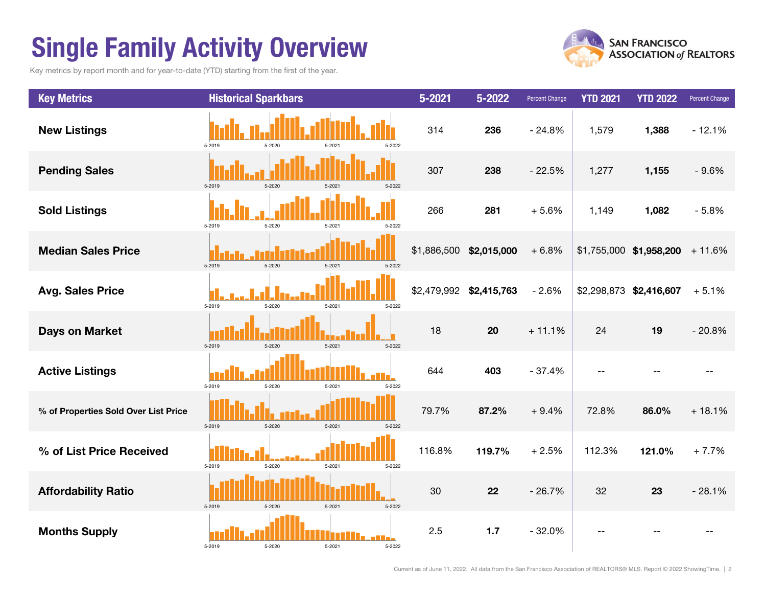# Single Family Activity Overview

Key metrics by report month and for year-to-date (YTD) starting from the first of the year.

| Key Metrics | Historical Sparkbars | 5-2021 | 5-2022 | Percent Change | YTD 2021 | YTD 2022 | Percent Change |
|---|---|---|---|---|---|---|---|
| **New Listings** | 5-2019 5-2020 5-2021 5-2022 | 314 | **236** | - 24.8% | 1,579 | **1,388** | - 12.1% |
| **Pending Sales** | 5-2019 5-2020 5-2021 5-2022 | 307 | **238** | - 22.5% | 1,277 | **1,155** | - 9.6% |
| **Sold Listings** | 5-2019 5-2020 5-2021 5-2022 | 266 | **281** | + 5.6% | 1,149 | **1,082** | - 5.8% |
| **Median Sales Price** | 5-2019 5-2020 5-2021 5-2022 | $1,886,500 | **$2,015,000** | + 6.8% | $1,755,000 | **$1,958,200** | + 11.6% |
| **Avg. Sales Price** | 5-2019 5-2020 5-2021 5-2022 | $2,479,992 | **$2,415,763** | - 2.6% | $2,298,873 | **$2,416,607** | + 5.1% |
| **Days on Market** | 5-2019 5-2020 5-2021 5-2022 | 18 | **20** | + 11.1% | 24 | **19** | - 20.8% |
| **Active Listings** | 5-2019 5-2020 5-2021 5-2022 | 644 | **403** | - 37.4% | -- | -- | -- |
| **% of Properties Sold Over List Price** | 5-2019 5-2020 5-2021 5-2022 | 79.7% | **87.2%** | + 9.4% | 72.8% | **86.0%** | + 18.1% |
| **% of List Price Received** | 5-2019 5-2020 5-2021 5-2022 | 116.8% | **119.7%** | + 2.5% | 112.3% | **121.0%** | + 7.7% |
| **Affordability Ratio** | 5-2019 5-2020 5-2021 5-2022 | 30 | **22** | - 26.7% | 32 | **23** | - 28.1% |
| **Months Supply** | 5-2019 5-2020 5-2021 5-2022 | 2.5 | **1.7** | - 32.0% | -- | -- | -- |

Current as of June 11, 2022. All data from the San Francisco Association of REALTORS® MLS. Report © 2022 ShowingTime.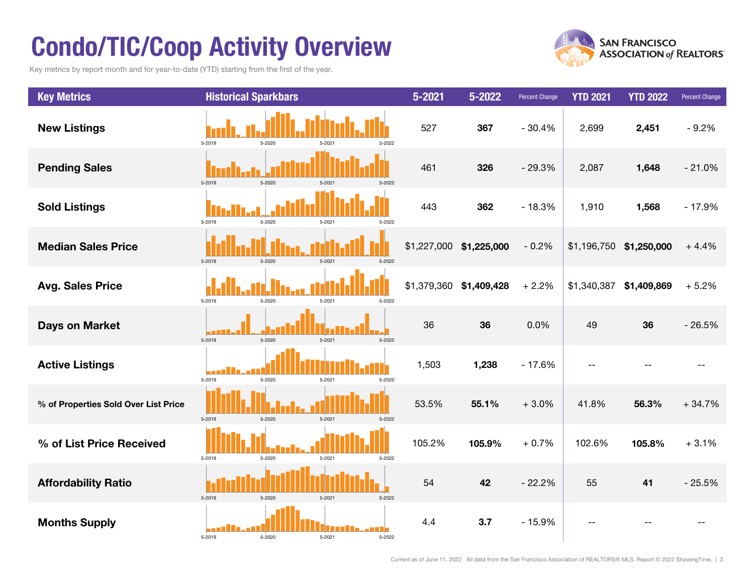# Condo/TIC/Coop Activity Overview

Key metrics by report month and for year-to-date (YTD) starting from the first of the year.

| Key Metrics | Historical Sparkbars | 5-2021 | 5-2022 | Percent Change | YTD 2021 | YTD 2022 | Percent Change |
|---|---|---|---|---|---|---|---|
| **New Listings** | 5-2019 5-2020 5-2021 5-2022 | 527 | **367** | - 30.4% | 2,699 | **2,451** | - 9.2% |
| **Pending Sales** | 5-2019 5-2020 5-2021 5-2022 | 461 | **326** | - 29.3% | 2,087 | **1,648** | - 21.0% |
| **Sold Listings** | 5-2019 5-2020 5-2021 5-2022 | 443 | **362** | - 18.3% | 1,910 | **1,568** | - 17.9% |
| **Median Sales Price** | 5-2019 5-2020 5-2021 5-2022 | $1,227,000 | **$1,225,000** | - 0.2% | $1,196,750 | **$1,250,000** | + 4.4% |
| **Avg. Sales Price** | 5-2019 5-2020 5-2021 5-2022 | $1,379,360 | **$1,409,428** | + 2.2% | $1,340,387 | **$1,409,869** | + 5.2% |
| **Days on Market** | 5-2019 5-2020 5-2021 5-2022 | 36 | **36** | 0.0% | 49 | **36** | - 26.5% |
| **Active Listings** | 5-2019 5-2020 5-2021 5-2022 | 1,503 | **1,238** | - 17.6% | -- | -- | -- |
| **% of Properties Sold Over List Price** | 5-2019 5-2020 5-2021 5-2022 | 53.5% | **55.1%** | + 3.0% | 41.8% | **56.3%** | + 34.7% |
| **% of List Price Received** | 5-2019 5-2020 5-2021 5-2022 | 105.2% | **105.9%** | + 0.7% | 102.6% | **105.8%** | + 3.1% |
| **Affordability Ratio** | 5-2019 5-2020 5-2021 5-2022 | 54 | **42** | - 22.2% | 55 | **41** | - 25.5% |
| **Months Supply** | 5-2019 5-2020 5-2021 5-2022 | 4.4 | **3.7** | - 15.9% | -- | -- | -- |

Current as of June 11, 2022. All data from the San Francisco Association of REALTORS® MLS. Report © 2022 ShowingTime.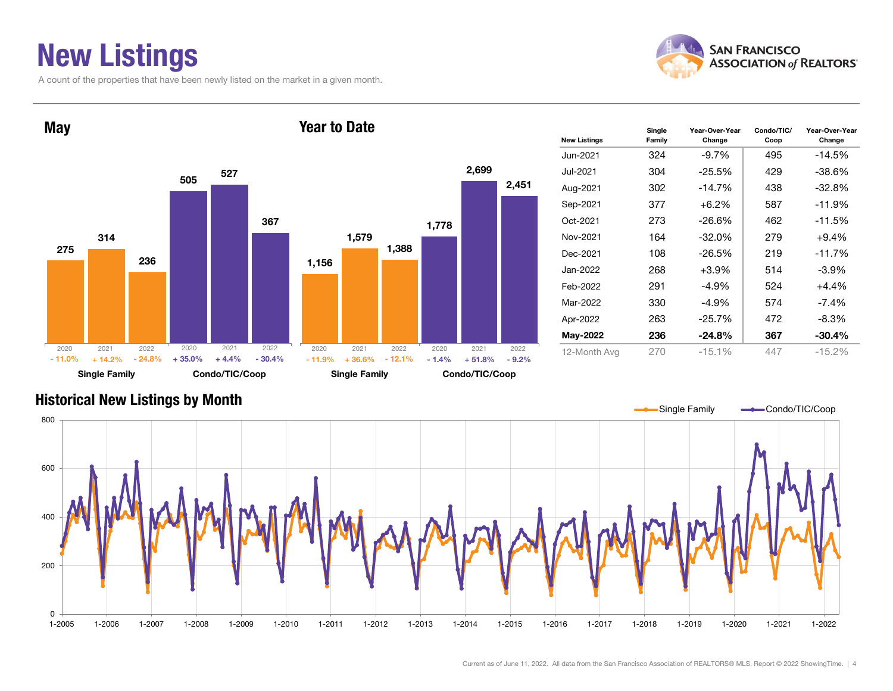# New Listings

A count of the properties that have been newly listed on the market in a given month.

## May

| | 2020 | 2021 | 2022 |
|---|---|---|---|
| Single Family | 275 (- 11.0%) | 314 (+ 14.2%) | 236 (- 24.8%) |
| Condo/TIC/Coop | 505 (+ 35.0%) | 527 (+ 4.4%) | 367 (- 30.4%) |

## Year to Date

| | 2020 | 2021 | 2022 |
|---|---|---|---|
| Single Family | 1,156 (- 11.9%) | 1,579 (+ 36.6%) | 1,388 (- 12.1%) |
| Condo/TIC/Coop | 1,778 (- 1.4%) | 2,699 (+ 51.8%) | 2,451 (- 9.2%) |

| New Listings | Single Family | Year-Over-Year Change | Condo/TIC/ Coop | Year-Over-Year Change |
|---|---|---|---|---|
| Jun-2021 | 324 | -9.7% | 495 | -14.5% |
| Jul-2021 | 304 | -25.5% | 429 | -38.6% |
| Aug-2021 | 302 | -14.7% | 438 | -32.8% |
| Sep-2021 | 377 | +6.2% | 587 | -11.9% |
| Oct-2021 | 273 | -26.6% | 462 | -11.5% |
| Nov-2021 | 164 | -32.0% | 279 | +9.4% |
| Dec-2021 | 108 | -26.5% | 219 | -11.7% |
| Jan-2022 | 268 | +3.9% | 514 | -3.9% |
| Feb-2022 | 291 | -4.9% | 524 | +4.4% |
| Mar-2022 | 330 | -4.9% | 574 | -7.4% |
| Apr-2022 | 263 | -25.7% | 472 | -8.3% |
| **May-2022** | **236** | **-24.8%** | **367** | **-30.4%** |
| 12-Month Avg | 270 | -15.1% | 447 | -15.2% |

## Historical New Listings by Month

Single Family — Condo/TIC/Coop

Current as of June 11, 2022. All data from the San Francisco Association of REALTORS® MLS. Report © 2022 ShowingTime.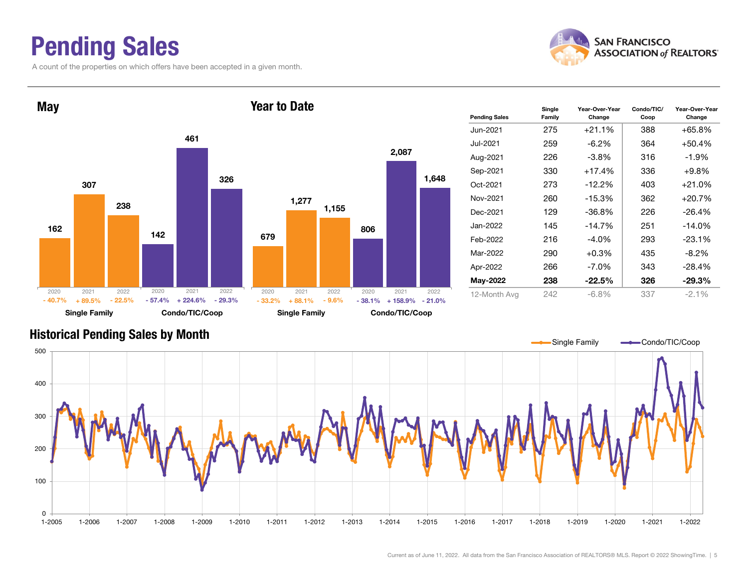# Pending Sales

A count of the properties on which offers have been accepted in a given month.

## May

| | 2020 | 2021 | 2022 |
|---|---|---|---|
| Single Family | 162 | 307 | 238 |
| Change | - 40.7% | + 89.5% | - 22.5% |
| Condo/TIC/Coop | 142 | 461 | 326 |
| Change | - 57.4% | + 224.6% | - 29.3% |

## Year to Date

| | 2020 | 2021 | 2022 |
|---|---|---|---|
| Single Family | 679 | 1,277 | 1,155 |
| Change | - 33.2% | + 88.1% | - 9.6% |
| Condo/TIC/Coop | 806 | 2,087 | 1,648 |
| Change | - 38.1% | + 158.9% | - 21.0% |

| Pending Sales | Single Family | Year-Over-Year Change | Condo/TIC/ Coop | Year-Over-Year Change |
|---|---|---|---|---|
| Jun-2021 | 275 | +21.1% | 388 | +65.8% |
| Jul-2021 | 259 | -6.2% | 364 | +50.4% |
| Aug-2021 | 226 | -3.8% | 316 | -1.9% |
| Sep-2021 | 330 | +17.4% | 336 | +9.8% |
| Oct-2021 | 273 | -12.2% | 403 | +21.0% |
| Nov-2021 | 260 | -15.3% | 362 | +20.7% |
| Dec-2021 | 129 | -36.8% | 226 | -26.4% |
| Jan-2022 | 145 | -14.7% | 251 | -14.0% |
| Feb-2022 | 216 | -4.0% | 293 | -23.1% |
| Mar-2022 | 290 | +0.3% | 435 | -8.2% |
| Apr-2022 | 266 | -7.0% | 343 | -28.4% |
| **May-2022** | **238** | **-22.5%** | **326** | **-29.3%** |
| 12-Month Avg | 242 | -6.8% | 337 | -2.1% |

## Historical Pending Sales by Month

Single Family — Condo/TIC/Coop

Current as of June 11, 2022. All data from the San Francisco Association of REALTORS® MLS. Report © 2022 ShowingTime.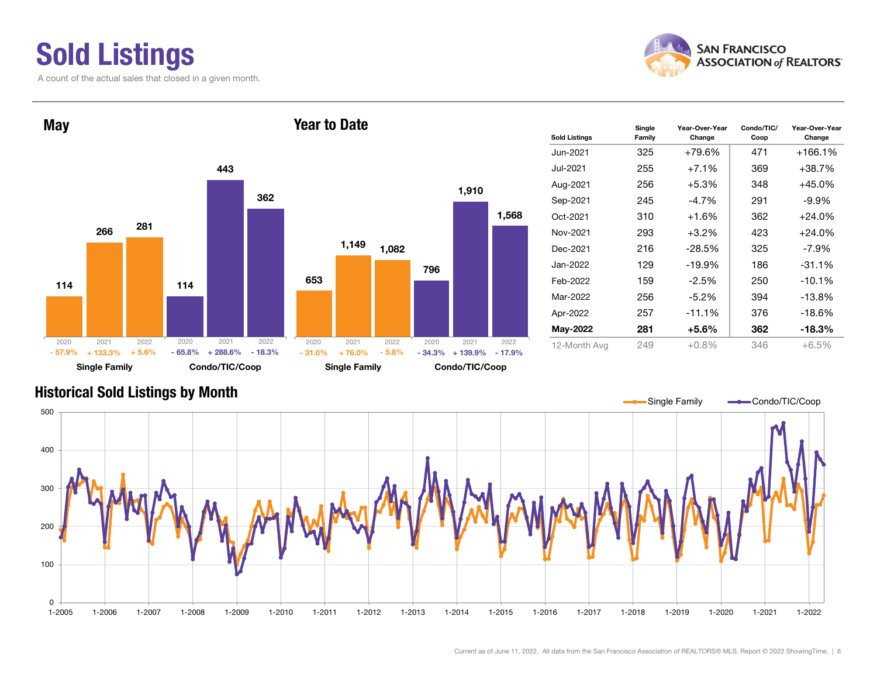# Sold Listings

A count of the actual sales that closed in a given month.

## May

| | 2020 | 2021 | 2022 |
|---|---|---|---|
| Single Family | 114 | 266 | 281 |
| Change | - 57.9% | + 133.3% | + 5.6% |
| Condo/TIC/Coop | 114 | 443 | 362 |
| Change | - 65.8% | + 288.6% | - 18.3% |

## Year to Date

| | 2020 | 2021 | 2022 |
|---|---|---|---|
| Single Family | 653 | 1,149 | 1,082 |
| Change | - 31.0% | + 76.0% | - 5.8% |
| Condo/TIC/Coop | 796 | 1,910 | 1,568 |
| Change | - 34.3% | + 139.9% | - 17.9% |

| Sold Listings | Single Family | Year-Over-Year Change | Condo/TIC/ Coop | Year-Over-Year Change |
|---|---|---|---|---|
| Jun-2021 | 325 | +79.6% | 471 | +166.1% |
| Jul-2021 | 255 | +7.1% | 369 | +38.7% |
| Aug-2021 | 256 | +5.3% | 348 | +45.0% |
| Sep-2021 | 245 | -4.7% | 291 | -9.9% |
| Oct-2021 | 310 | +1.6% | 362 | +24.0% |
| Nov-2021 | 293 | +3.2% | 423 | +24.0% |
| Dec-2021 | 216 | -28.5% | 325 | -7.9% |
| Jan-2022 | 129 | -19.9% | 186 | -31.1% |
| Feb-2022 | 159 | -2.5% | 250 | -10.1% |
| Mar-2022 | 256 | -5.2% | 394 | -13.8% |
| Apr-2022 | 257 | -11.1% | 376 | -18.6% |
| **May-2022** | **281** | **+5.6%** | **362** | **-18.3%** |
| 12-Month Avg | 249 | +0.8% | 346 | +6.5% |

## Historical Sold Listings by Month

Current as of June 11, 2022. All data from the San Francisco Association of REALTORS® MLS. Report © 2022 ShowingTime.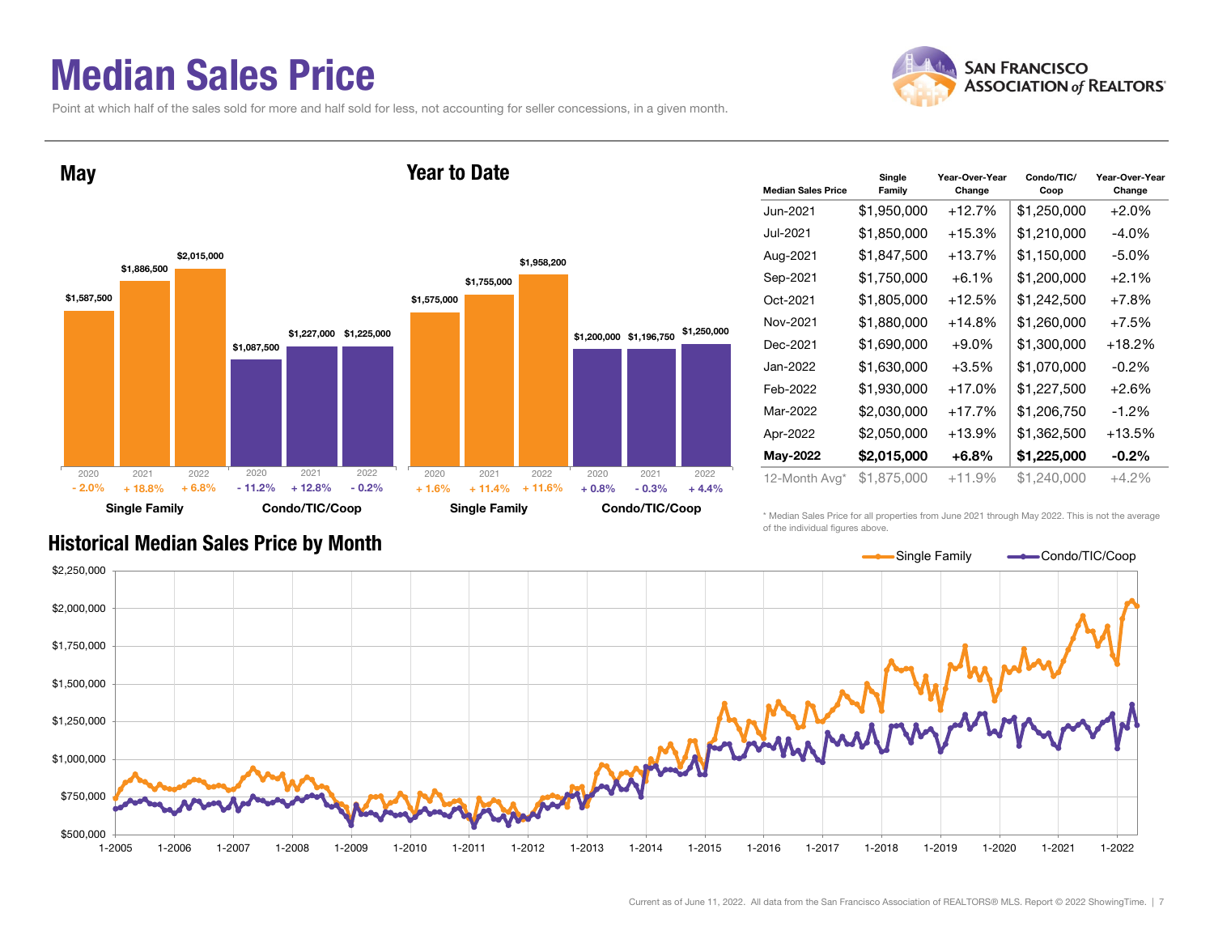# Median Sales Price

Point at which half of the sales sold for more and half sold for less, not accounting for seller concessions, in a given month.

## May

| | 2020 | 2021 | 2022 |
|---|---|---|---|
| Single Family | $1,587,500 | $1,886,500 | $2,015,000 |
| Change | - 2.0% | + 18.8% | + 6.8% |
| Condo/TIC/Coop | $1,087,500 | $1,227,000 | $1,225,000 |
| Change | - 11.2% | + 12.8% | - 0.2% |

## Year to Date

| | 2020 | 2021 | 2022 |
|---|---|---|---|
| Single Family | $1,575,000 | $1,755,000 | $1,958,200 |
| Change | + 1.6% | + 11.4% | + 11.6% |
| Condo/TIC/Coop | $1,200,000 | $1,196,750 | $1,250,000 |
| Change | + 0.8% | - 0.3% | + 4.4% |

| Median Sales Price | Single Family | Year-Over-Year Change | Condo/TIC/ Coop | Year-Over-Year Change |
|---|---|---|---|---|
| Jun-2021 | $1,950,000 | +12.7% | $1,250,000 | +2.0% |
| Jul-2021 | $1,850,000 | +15.3% | $1,210,000 | -4.0% |
| Aug-2021 | $1,847,500 | +13.7% | $1,150,000 | -5.0% |
| Sep-2021 | $1,750,000 | +6.1% | $1,200,000 | +2.1% |
| Oct-2021 | $1,805,000 | +12.5% | $1,242,500 | +7.8% |
| Nov-2021 | $1,880,000 | +14.8% | $1,260,000 | +7.5% |
| Dec-2021 | $1,690,000 | +9.0% | $1,300,000 | +18.2% |
| Jan-2022 | $1,630,000 | +3.5% | $1,070,000 | -0.2% |
| Feb-2022 | $1,930,000 | +17.0% | $1,227,500 | +2.6% |
| Mar-2022 | $2,030,000 | +17.7% | $1,206,750 | -1.2% |
| Apr-2022 | $2,050,000 | +13.9% | $1,362,500 | +13.5% |
| **May-2022** | **$2,015,000** | **+6.8%** | **$1,225,000** | **-0.2%** |
| 12-Month Avg* | $1,875,000 | +11.9% | $1,240,000 | +4.2% |

\* Median Sales Price for all properties from June 2021 through May 2022. This is not the average of the individual figures above.

## Historical Median Sales Price by Month

Current as of June 11, 2022. All data from the San Francisco Association of REALTORS® MLS. Report © 2022 ShowingTime.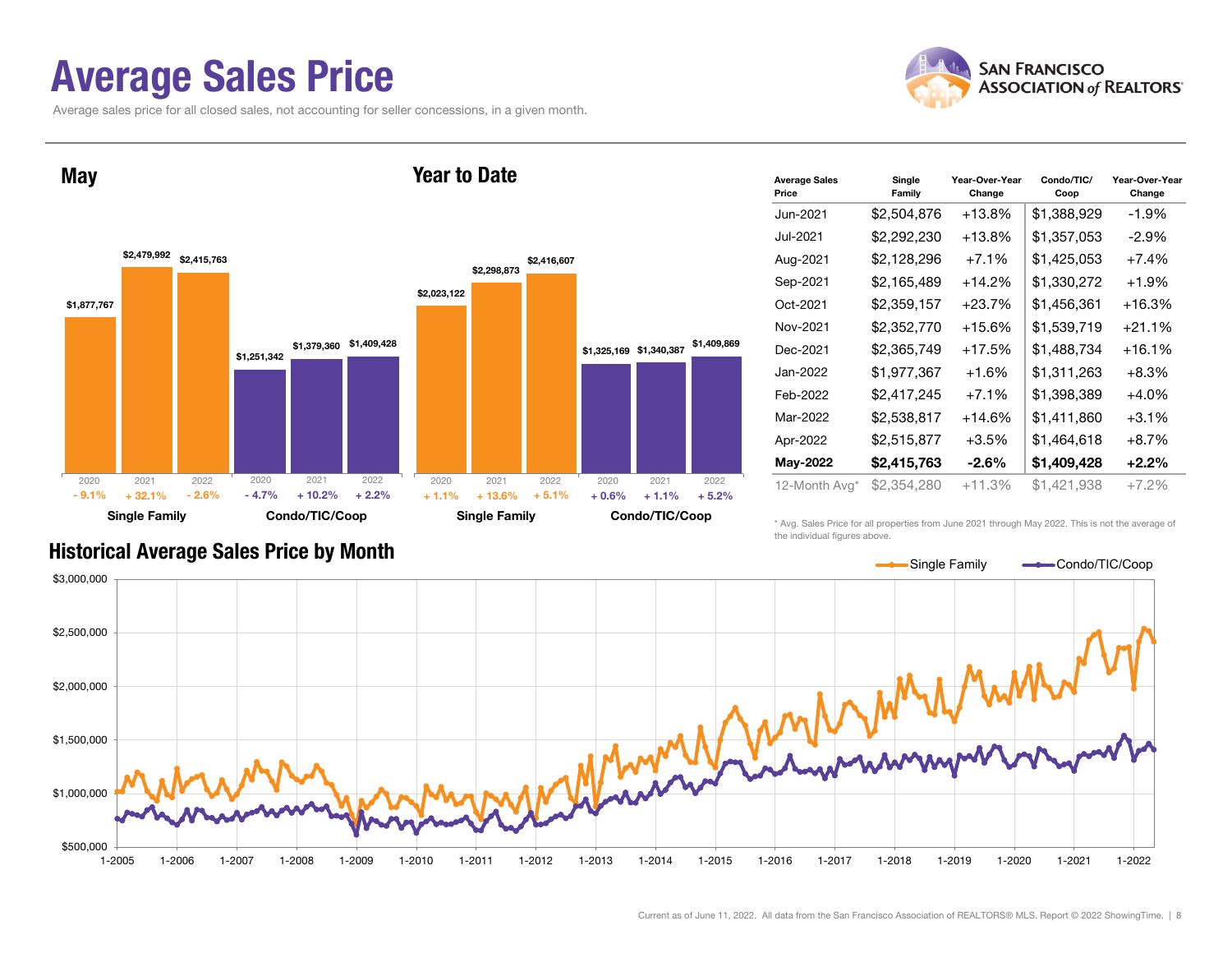# Average Sales Price

Average sales price for all closed sales, not accounting for seller concessions, in a given month.

## May

| | 2020 | 2021 | 2022 |
|---|---|---|---|
| Single Family | $1,877,767 | $2,479,992 | $2,415,763 |
| Change | - 9.1% | + 32.1% | - 2.6% |
| Condo/TIC/Coop | $1,251,342 | $1,379,360 | $1,409,428 |
| Change | - 4.7% | + 10.2% | + 2.2% |

## Year to Date

| | 2020 | 2021 | 2022 |
|---|---|---|---|
| Single Family | $2,023,122 | $2,298,873 | $2,416,607 |
| Change | + 1.1% | + 13.6% | + 5.1% |
| Condo/TIC/Coop | $1,325,169 | $1,340,387 | $1,409,869 |
| Change | + 0.6% | + 1.1% | + 5.2% |

| Average Sales Price | Single Family | Year-Over-Year Change | Condo/TIC/ Coop | Year-Over-Year Change |
|---|---|---|---|---|
| Jun-2021 | $2,504,876 | +13.8% | $1,388,929 | -1.9% |
| Jul-2021 | $2,292,230 | +13.8% | $1,357,053 | -2.9% |
| Aug-2021 | $2,128,296 | +7.1% | $1,425,053 | +7.4% |
| Sep-2021 | $2,165,489 | +14.2% | $1,330,272 | +1.9% |
| Oct-2021 | $2,359,157 | +23.7% | $1,456,361 | +16.3% |
| Nov-2021 | $2,352,770 | +15.6% | $1,539,719 | +21.1% |
| Dec-2021 | $2,365,749 | +17.5% | $1,488,734 | +16.1% |
| Jan-2022 | $1,977,367 | +1.6% | $1,311,263 | +8.3% |
| Feb-2022 | $2,417,245 | +7.1% | $1,398,389 | +4.0% |
| Mar-2022 | $2,538,817 | +14.6% | $1,411,860 | +3.1% |
| Apr-2022 | $2,515,877 | +3.5% | $1,464,618 | +8.7% |
| **May-2022** | **$2,415,763** | **-2.6%** | **$1,409,428** | **+2.2%** |
| 12-Month Avg* | $2,354,280 | +11.3% | $1,421,938 | +7.2% |

\* Avg. Sales Price for all properties from June 2021 through May 2022. This is not the average of the individual figures above.

## Historical Average Sales Price by Month

Current as of June 11, 2022. All data from the San Francisco Association of REALTORS® MLS. Report © 2022 ShowingTime.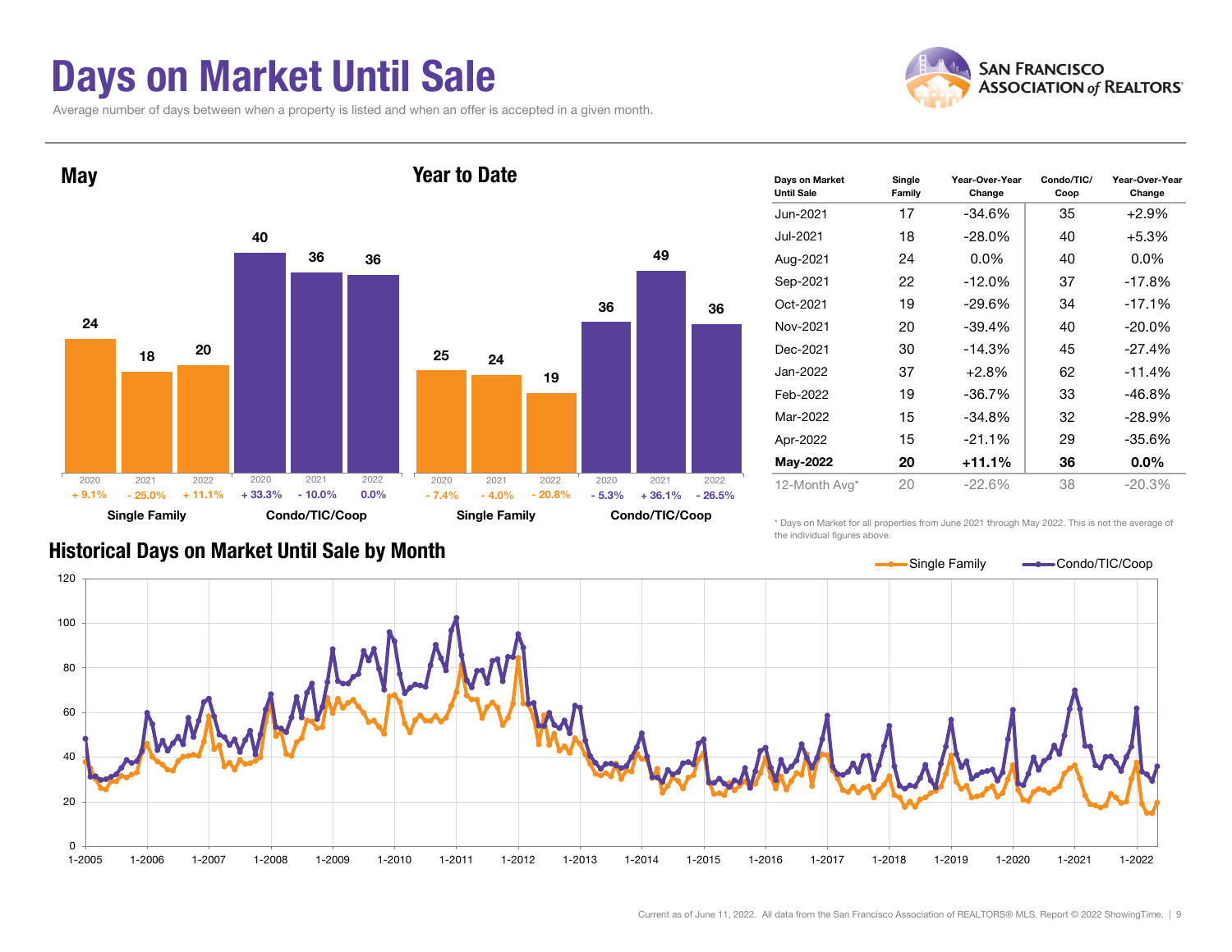# Days on Market Until Sale

Average number of days between when a property is listed and when an offer is accepted in a given month.

SAN FRANCISCO ASSOCIATION of REALTORS®

## May

| | 2020 | 2021 | 2022 |
|---|---|---|---|
| Single Family | 24 (+ 9.1%) | 18 (- 25.0%) | 20 (+ 11.1%) |
| Condo/TIC/Coop | 40 (+ 33.3%) | 36 (- 10.0%) | 36 (0.0%) |

## Year to Date

| | 2020 | 2021 | 2022 |
|---|---|---|---|
| Single Family | 25 (- 7.4%) | 24 (- 4.0%) | 19 (- 20.8%) |
| Condo/TIC/Coop | 36 (- 5.3%) | 49 (+ 36.1%) | 36 (- 26.5%) |

| Days on Market Until Sale | Single Family | Year-Over-Year Change | Condo/TIC/ Coop | Year-Over-Year Change |
|---|---|---|---|---|
| Jun-2021 | 17 | -34.6% | 35 | +2.9% |
| Jul-2021 | 18 | -28.0% | 40 | +5.3% |
| Aug-2021 | 24 | 0.0% | 40 | 0.0% |
| Sep-2021 | 22 | -12.0% | 37 | -17.8% |
| Oct-2021 | 19 | -29.6% | 34 | -17.1% |
| Nov-2021 | 20 | -39.4% | 40 | -20.0% |
| Dec-2021 | 30 | -14.3% | 45 | -27.4% |
| Jan-2022 | 37 | +2.8% | 62 | -11.4% |
| Feb-2022 | 19 | -36.7% | 33 | -46.8% |
| Mar-2022 | 15 | -34.8% | 32 | -28.9% |
| Apr-2022 | 15 | -21.1% | 29 | -35.6% |
| **May-2022** | **20** | **+11.1%** | **36** | **0.0%** |
| 12-Month Avg* | 20 | -22.6% | 38 | -20.3% |

\* Days on Market for all properties from June 2021 through May 2022. This is not the average of the individual figures above.

## Historical Days on Market Until Sale by Month

Single Family — Condo/TIC/Coop

Current as of June 11, 2022. All data from the San Francisco Association of REALTORS® MLS. Report © 2022 ShowingTime.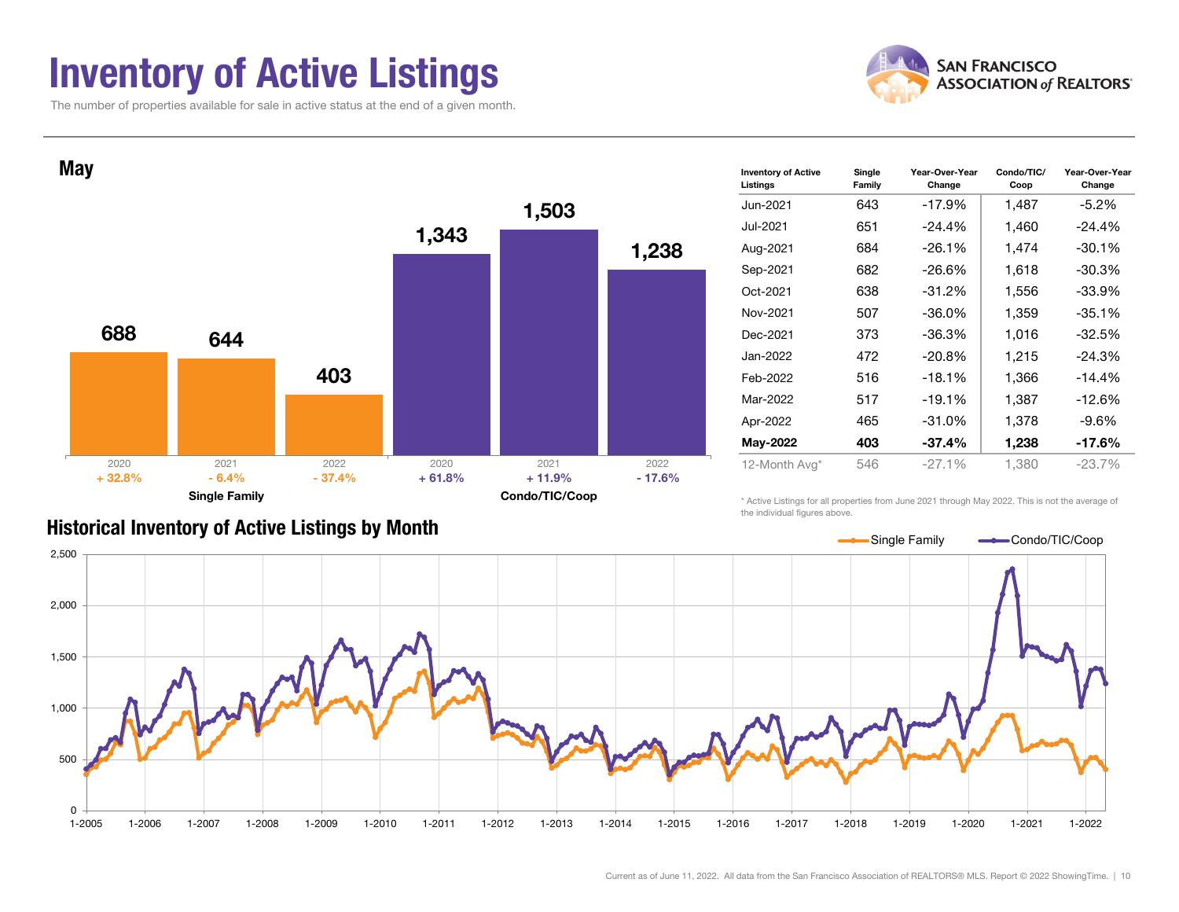# Inventory of Active Listings

The number of properties available for sale in active status at the end of a given month.

SAN FRANCISCO ASSOCIATION of REALTORS®

## May

| | 2020 | 2021 | 2022 |
|---|---|---|---|
| **Single Family** | 688 | 644 | 403 |
| | + 32.8% | - 6.4% | - 37.4% |
| **Condo/TIC/Coop** | 1,343 | 1,503 | 1,238 |
| | + 61.8% | + 11.9% | - 17.6% |

| Inventory of Active Listings | Single Family | Year-Over-Year Change | Condo/TIC/ Coop | Year-Over-Year Change |
|---|---|---|---|---|
| Jun-2021 | 643 | -17.9% | 1,487 | -5.2% |
| Jul-2021 | 651 | -24.4% | 1,460 | -24.4% |
| Aug-2021 | 684 | -26.1% | 1,474 | -30.1% |
| Sep-2021 | 682 | -26.6% | 1,618 | -30.3% |
| Oct-2021 | 638 | -31.2% | 1,556 | -33.9% |
| Nov-2021 | 507 | -36.0% | 1,359 | -35.1% |
| Dec-2021 | 373 | -36.3% | 1,016 | -32.5% |
| Jan-2022 | 472 | -20.8% | 1,215 | -24.3% |
| Feb-2022 | 516 | -18.1% | 1,366 | -14.4% |
| Mar-2022 | 517 | -19.1% | 1,387 | -12.6% |
| Apr-2022 | 465 | -31.0% | 1,378 | -9.6% |
| **May-2022** | **403** | **-37.4%** | **1,238** | **-17.6%** |
| 12-Month Avg* | 546 | -27.1% | 1,380 | -23.7% |

* Active Listings for all properties from June 2021 through May 2022. This is not the average of the individual figures above.

## Historical Inventory of Active Listings by Month

Single Family — Condo/TIC/Coop

Current as of June 11, 2022. All data from the San Francisco Association of REALTORS® MLS. Report © 2022 ShowingTime.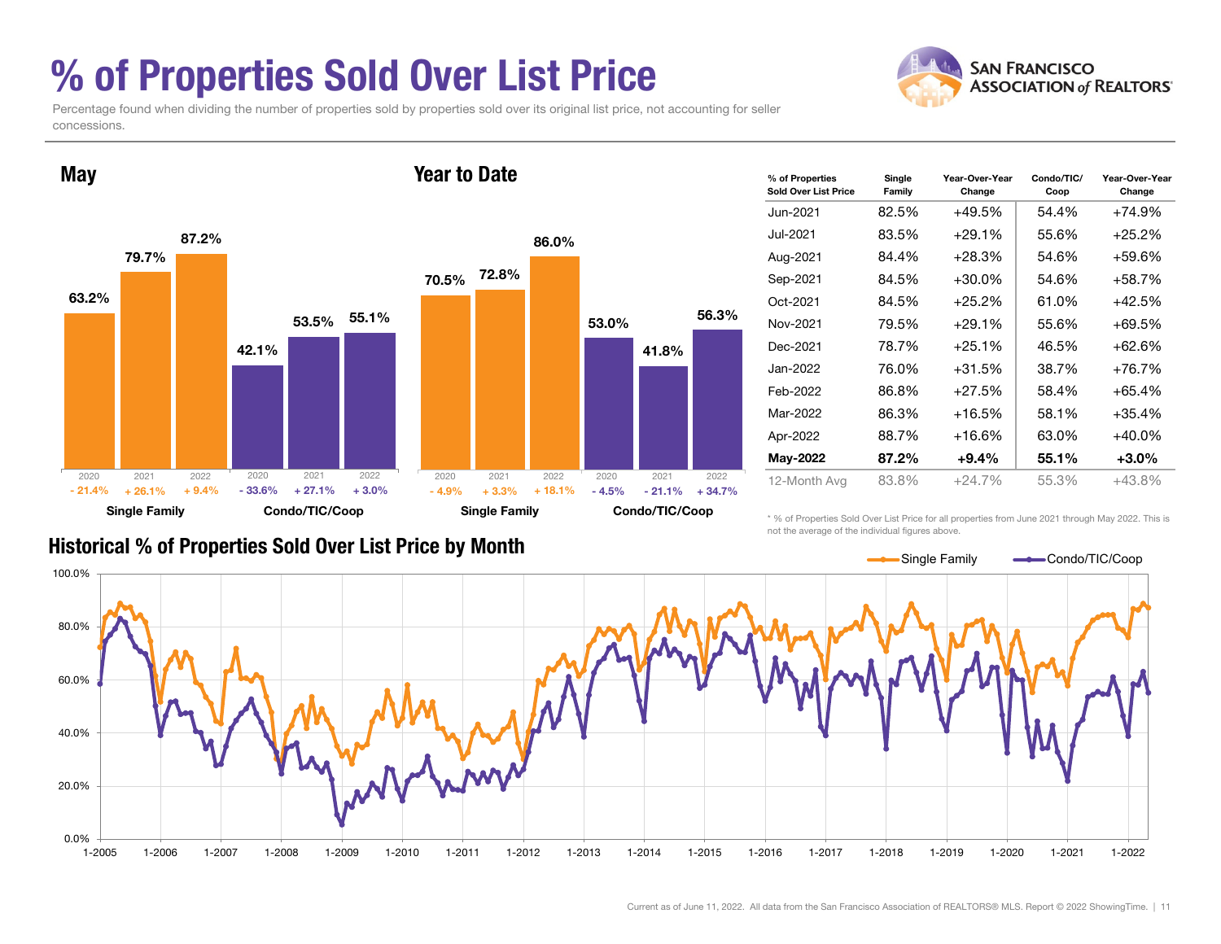# % of Properties Sold Over List Price

Percentage found when dividing the number of properties sold by properties sold over its original list price, not accounting for seller concessions.

## May

| | 2020 | 2021 | 2022 |
|---|---|---|---|
| Single Family | 63.2% | 79.7% | 87.2% |
| Change | - 21.4% | + 26.1% | + 9.4% |
| Condo/TIC/Coop | 42.1% | 53.5% | 55.1% |
| Change | - 33.6% | + 27.1% | + 3.0% |

## Year to Date

| | 2020 | 2021 | 2022 |
|---|---|---|---|
| Single Family | 70.5% | 72.8% | 86.0% |
| Change | - 4.9% | + 3.3% | + 18.1% |
| Condo/TIC/Coop | 53.0% | 41.8% | 56.3% |
| Change | - 4.5% | - 21.1% | + 34.7% |

| % of Properties Sold Over List Price | Single Family | Year-Over-Year Change | Condo/TIC/ Coop | Year-Over-Year Change |
|---|---|---|---|---|
| Jun-2021 | 82.5% | +49.5% | 54.4% | +74.9% |
| Jul-2021 | 83.5% | +29.1% | 55.6% | +25.2% |
| Aug-2021 | 84.4% | +28.3% | 54.6% | +59.6% |
| Sep-2021 | 84.5% | +30.0% | 54.6% | +58.7% |
| Oct-2021 | 84.5% | +25.2% | 61.0% | +42.5% |
| Nov-2021 | 79.5% | +29.1% | 55.6% | +69.5% |
| Dec-2021 | 78.7% | +25.1% | 46.5% | +62.6% |
| Jan-2022 | 76.0% | +31.5% | 38.7% | +76.7% |
| Feb-2022 | 86.8% | +27.5% | 58.4% | +65.4% |
| Mar-2022 | 86.3% | +16.5% | 58.1% | +35.4% |
| Apr-2022 | 88.7% | +16.6% | 63.0% | +40.0% |
| **May-2022** | **87.2%** | **+9.4%** | **55.1%** | **+3.0%** |
| 12-Month Avg | 83.8% | +24.7% | 55.3% | +43.8% |

* % of Properties Sold Over List Price for all properties from June 2021 through May 2022. This is not the average of the individual figures above.

## Historical % of Properties Sold Over List Price by Month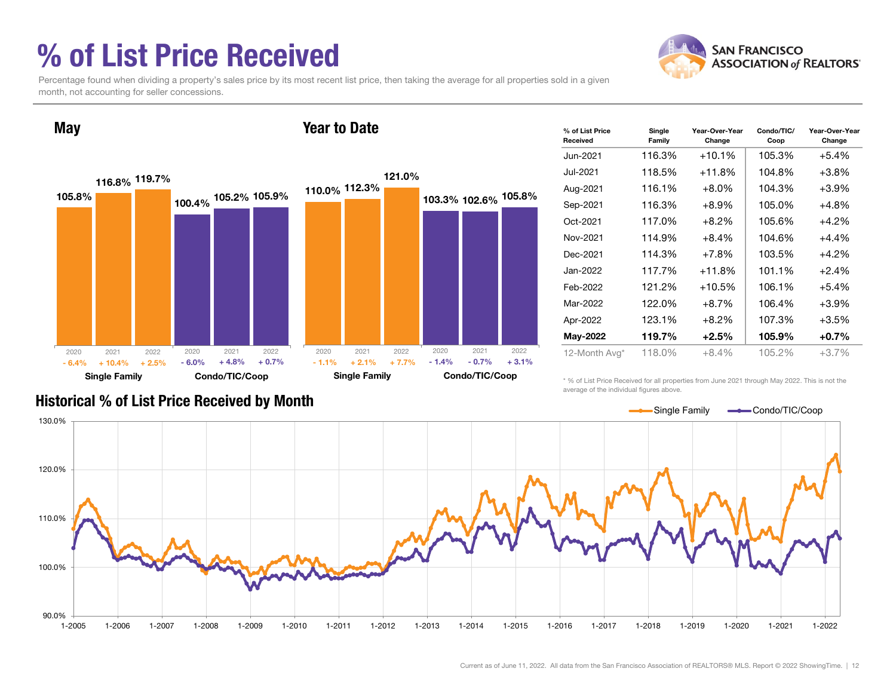# % of List Price Received

Percentage found when dividing a property's sales price by its most recent list price, then taking the average for all properties sold in a given month, not accounting for seller concessions.

## May

| | 2020 | 2021 | 2022 |
|---|---|---|---|
| Single Family | 105.8% (- 6.4%) | 116.8% (+ 10.4%) | 119.7% (+ 2.5%) |
| Condo/TIC/Coop | 100.4% (- 6.0%) | 105.2% (+ 4.8%) | 105.9% (+ 0.7%) |

## Year to Date

| | 2020 | 2021 | 2022 |
|---|---|---|---|
| Single Family | 110.0% (- 1.1%) | 112.3% (+ 2.1%) | 121.0% (+ 7.7%) |
| Condo/TIC/Coop | 103.3% (- 1.4%) | 102.6% (- 0.7%) | 105.8% (+ 3.1%) |

| % of List Price Received | Single Family | Year-Over-Year Change | Condo/TIC/Coop | Year-Over-Year Change |
|---|---|---|---|---|
| Jun-2021 | 116.3% | +10.1% | 105.3% | +5.4% |
| Jul-2021 | 118.5% | +11.8% | 104.8% | +3.8% |
| Aug-2021 | 116.1% | +8.0% | 104.3% | +3.9% |
| Sep-2021 | 116.3% | +8.9% | 105.0% | +4.8% |
| Oct-2021 | 117.0% | +8.2% | 105.6% | +4.2% |
| Nov-2021 | 114.9% | +8.4% | 104.6% | +4.4% |
| Dec-2021 | 114.3% | +7.8% | 103.5% | +4.2% |
| Jan-2022 | 117.7% | +11.8% | 101.1% | +2.4% |
| Feb-2022 | 121.2% | +10.5% | 106.1% | +5.4% |
| Mar-2022 | 122.0% | +8.7% | 106.4% | +3.9% |
| Apr-2022 | 123.1% | +8.2% | 107.3% | +3.5% |
| **May-2022** | **119.7%** | **+2.5%** | **105.9%** | **+0.7%** |
| 12-Month Avg* | 118.0% | +8.4% | 105.2% | +3.7% |

\* % of List Price Received for all properties from June 2021 through May 2022. This is not the average of the individual figures above.

## Historical % of List Price Received by Month

Single Family / Condo/TIC/Coop

Current as of June 11, 2022. All data from the San Francisco Association of REALTORS® MLS. Report © 2022 ShowingTime.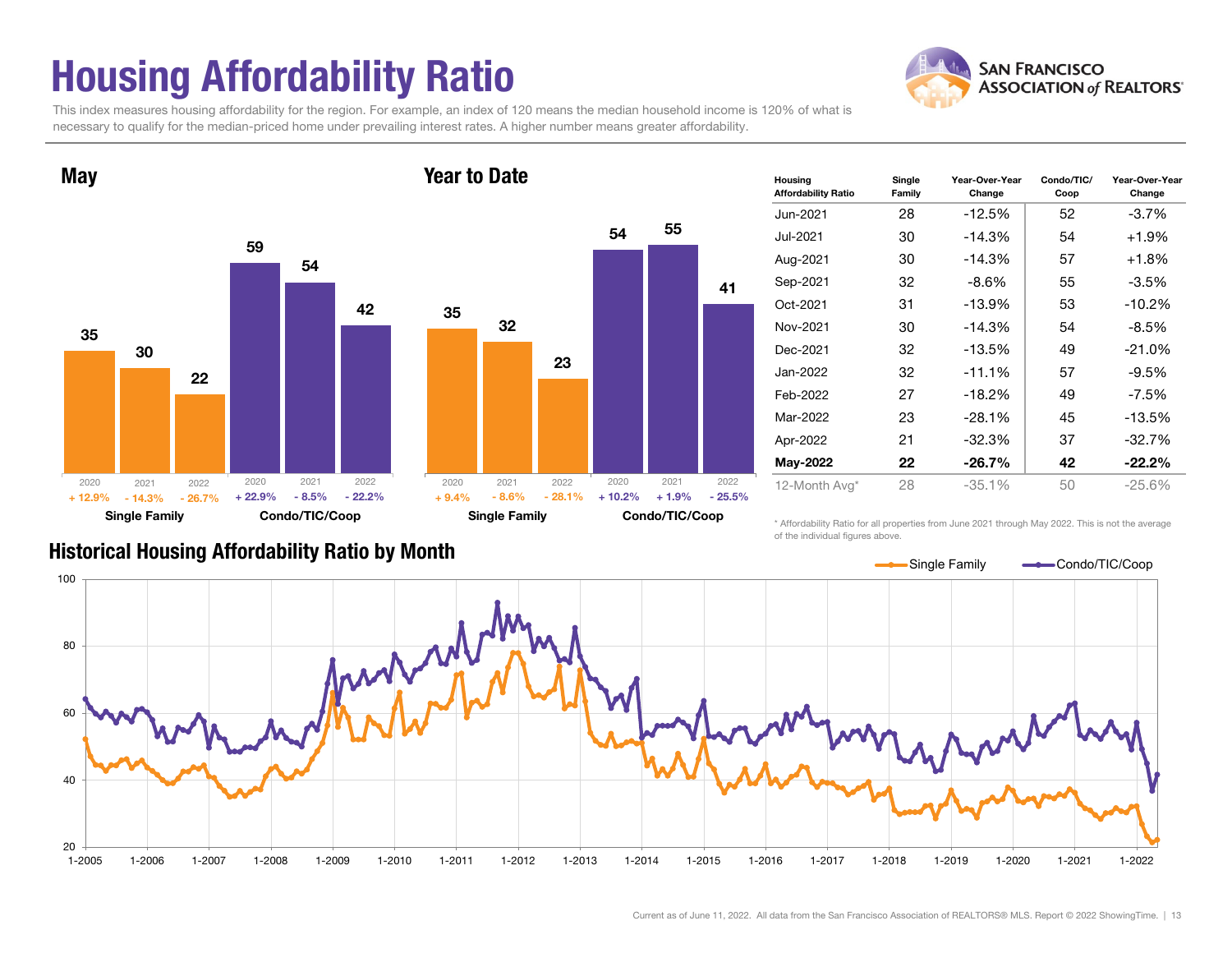# Housing Affordability Ratio

This index measures housing affordability for the region. For example, an index of 120 means the median household income is 120% of what is necessary to qualify for the median-priced home under prevailing interest rates. A higher number means greater affordability.

SAN FRANCISCO ASSOCIATION of REALTORS®

## May

| | 2020 | 2021 | 2022 |
|---|---|---|---|
| Single Family | 35 (+ 12.9%) | 30 (- 14.3%) | 22 (- 26.7%) |
| Condo/TIC/Coop | 59 (+ 22.9%) | 54 (- 8.5%) | 42 (- 22.2%) |

## Year to Date

| | 2020 | 2021 | 2022 |
|---|---|---|---|
| Single Family | 35 (+ 9.4%) | 32 (- 8.6%) | 23 (- 28.1%) |
| Condo/TIC/Coop | 54 (+ 10.2%) | 55 (+ 1.9%) | 41 (- 25.5%) |

| Housing Affordability Ratio | Single Family | Year-Over-Year Change | Condo/TIC/Coop | Year-Over-Year Change |
|---|---|---|---|---|
| Jun-2021 | 28 | -12.5% | 52 | -3.7% |
| Jul-2021 | 30 | -14.3% | 54 | +1.9% |
| Aug-2021 | 30 | -14.3% | 57 | +1.8% |
| Sep-2021 | 32 | -8.6% | 55 | -3.5% |
| Oct-2021 | 31 | -13.9% | 53 | -10.2% |
| Nov-2021 | 30 | -14.3% | 54 | -8.5% |
| Dec-2021 | 32 | -13.5% | 49 | -21.0% |
| Jan-2022 | 32 | -11.1% | 57 | -9.5% |
| Feb-2022 | 27 | -18.2% | 49 | -7.5% |
| Mar-2022 | 23 | -28.1% | 45 | -13.5% |
| Apr-2022 | 21 | -32.3% | 37 | -32.7% |
| **May-2022** | **22** | **-26.7%** | **42** | **-22.2%** |
| 12-Month Avg* | 28 | -35.1% | 50 | -25.6% |

\* Affordability Ratio for all properties from June 2021 through May 2022. This is not the average of the individual figures above.

## Historical Housing Affordability Ratio by Month

Single Family — Condo/TIC/Coop

Current as of June 11, 2022. All data from the San Francisco Association of REALTORS® MLS. Report © 2022 ShowingTime.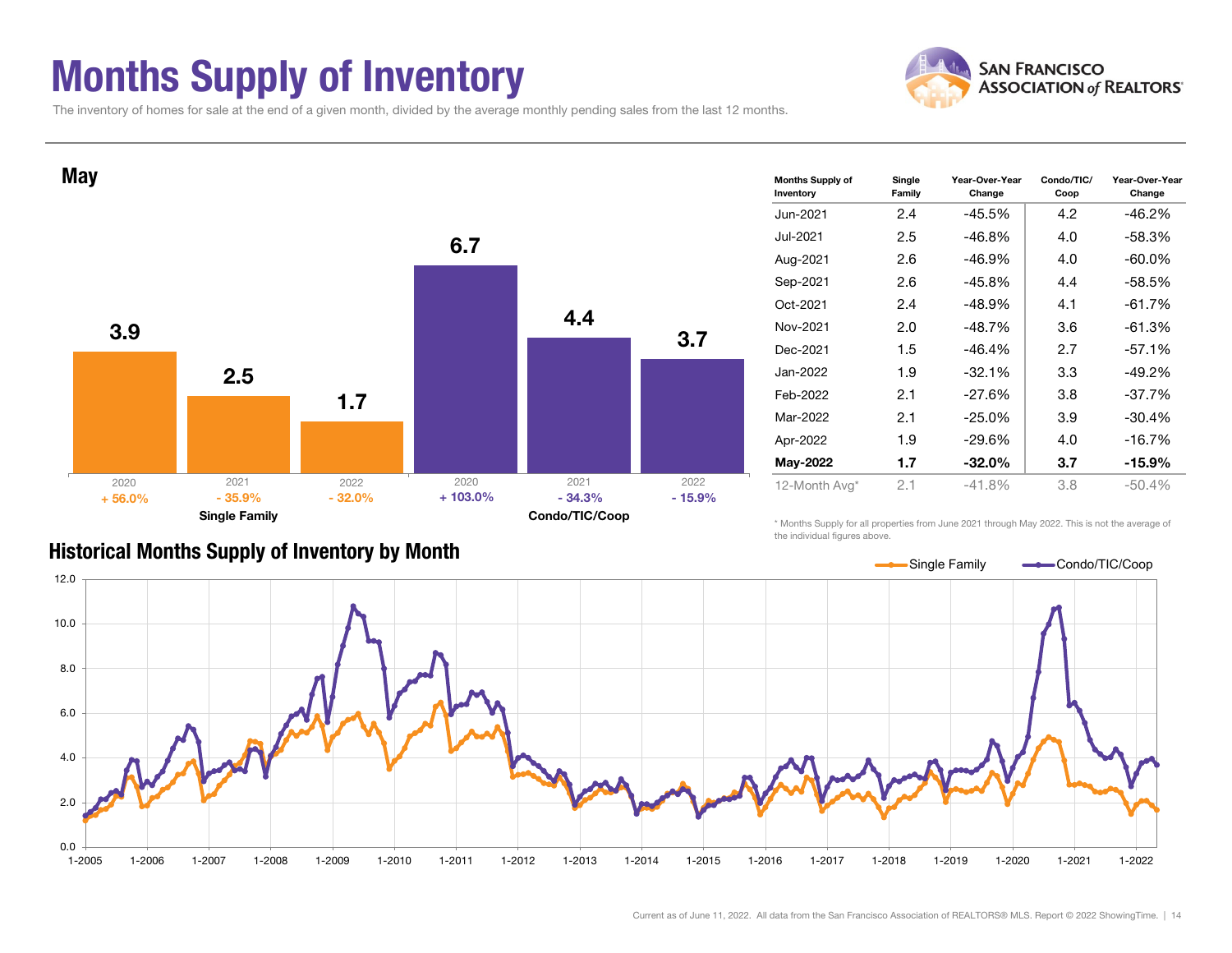# Months Supply of Inventory

The inventory of homes for sale at the end of a given month, divided by the average monthly pending sales from the last 12 months.

## May

| | 2020 | 2021 | 2022 |
|---|---|---|---|
| **Single Family** | 3.9 | 2.5 | 1.7 |
| Change | + 56.0% | - 35.9% | - 32.0% |
| **Condo/TIC/Coop** | 6.7 | 4.4 | 3.7 |
| Change | + 103.0% | - 34.3% | - 15.9% |

| Months Supply of Inventory | Single Family | Year-Over-Year Change | Condo/TIC/Coop | Year-Over-Year Change |
|---|---|---|---|---|
| Jun-2021 | 2.4 | -45.5% | 4.2 | -46.2% |
| Jul-2021 | 2.5 | -46.8% | 4.0 | -58.3% |
| Aug-2021 | 2.6 | -46.9% | 4.0 | -60.0% |
| Sep-2021 | 2.6 | -45.8% | 4.4 | -58.5% |
| Oct-2021 | 2.4 | -48.9% | 4.1 | -61.7% |
| Nov-2021 | 2.0 | -48.7% | 3.6 | -61.3% |
| Dec-2021 | 1.5 | -46.4% | 2.7 | -57.1% |
| Jan-2022 | 1.9 | -32.1% | 3.3 | -49.2% |
| Feb-2022 | 2.1 | -27.6% | 3.8 | -37.7% |
| Mar-2022 | 2.1 | -25.0% | 3.9 | -30.4% |
| Apr-2022 | 1.9 | -29.6% | 4.0 | -16.7% |
| **May-2022** | **1.7** | **-32.0%** | **3.7** | **-15.9%** |
| 12-Month Avg* | 2.1 | -41.8% | 3.8 | -50.4% |

\* Months Supply for all properties from June 2021 through May 2022. This is not the average of the individual figures above.

## Historical Months Supply of Inventory by Month

Current as of June 11, 2022. All data from the San Francisco Association of REALTORS® MLS. Report © 2022 ShowingTime.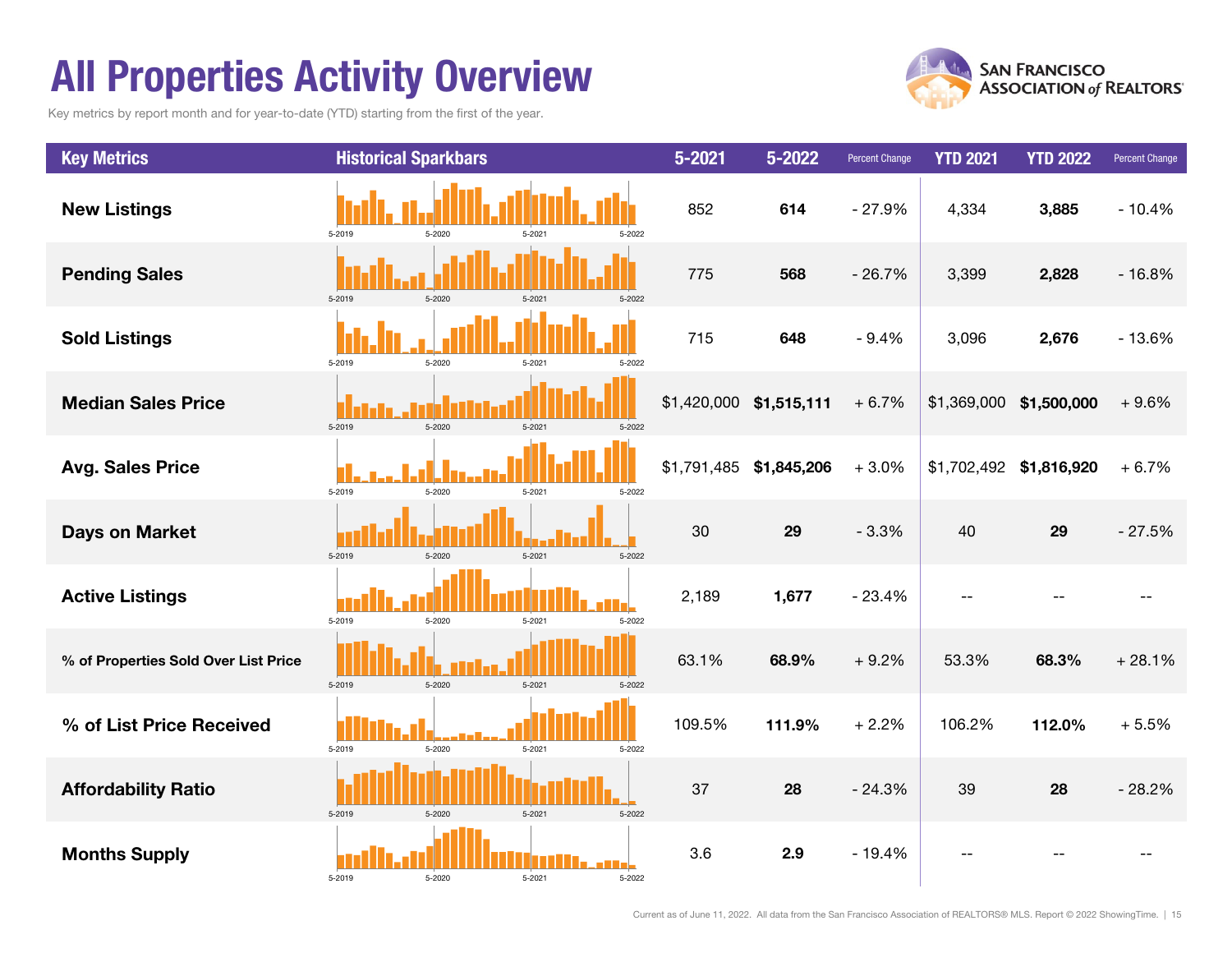# All Properties Activity Overview

Key metrics by report month and for year-to-date (YTD) starting from the first of the year.

| Key Metrics | Historical Sparkbars | 5-2021 | 5-2022 | Percent Change | YTD 2021 | YTD 2022 | Percent Change |
|---|---|---|---|---|---|---|---|
| **New Listings** | 5-2019 5-2020 5-2021 5-2022 | 852 | **614** | - 27.9% | 4,334 | **3,885** | - 10.4% |
| **Pending Sales** | 5-2019 5-2020 5-2021 5-2022 | 775 | **568** | - 26.7% | 3,399 | **2,828** | - 16.8% |
| **Sold Listings** | 5-2019 5-2020 5-2021 5-2022 | 715 | **648** | - 9.4% | 3,096 | **2,676** | - 13.6% |
| **Median Sales Price** | 5-2019 5-2020 5-2021 5-2022 | $1,420,000 | **$1,515,111** | + 6.7% | $1,369,000 | **$1,500,000** | + 9.6% |
| **Avg. Sales Price** | 5-2019 5-2020 5-2021 5-2022 | $1,791,485 | **$1,845,206** | + 3.0% | $1,702,492 | **$1,816,920** | + 6.7% |
| **Days on Market** | 5-2019 5-2020 5-2021 5-2022 | 30 | **29** | - 3.3% | 40 | **29** | - 27.5% |
| **Active Listings** | 5-2019 5-2020 5-2021 5-2022 | 2,189 | **1,677** | - 23.4% | -- | -- | -- |
| **% of Properties Sold Over List Price** | 5-2019 5-2020 5-2021 5-2022 | 63.1% | **68.9%** | + 9.2% | 53.3% | **68.3%** | + 28.1% |
| **% of List Price Received** | 5-2019 5-2020 5-2021 5-2022 | 109.5% | **111.9%** | + 2.2% | 106.2% | **112.0%** | + 5.5% |
| **Affordability Ratio** | 5-2019 5-2020 5-2021 5-2022 | 37 | **28** | - 24.3% | 39 | **28** | - 28.2% |
| **Months Supply** | 5-2019 5-2020 5-2021 5-2022 | 3.6 | **2.9** | - 19.4% | -- | -- | -- |

Current as of June 11, 2022. All data from the San Francisco Association of REALTORS® MLS. Report © 2022 ShowingTime.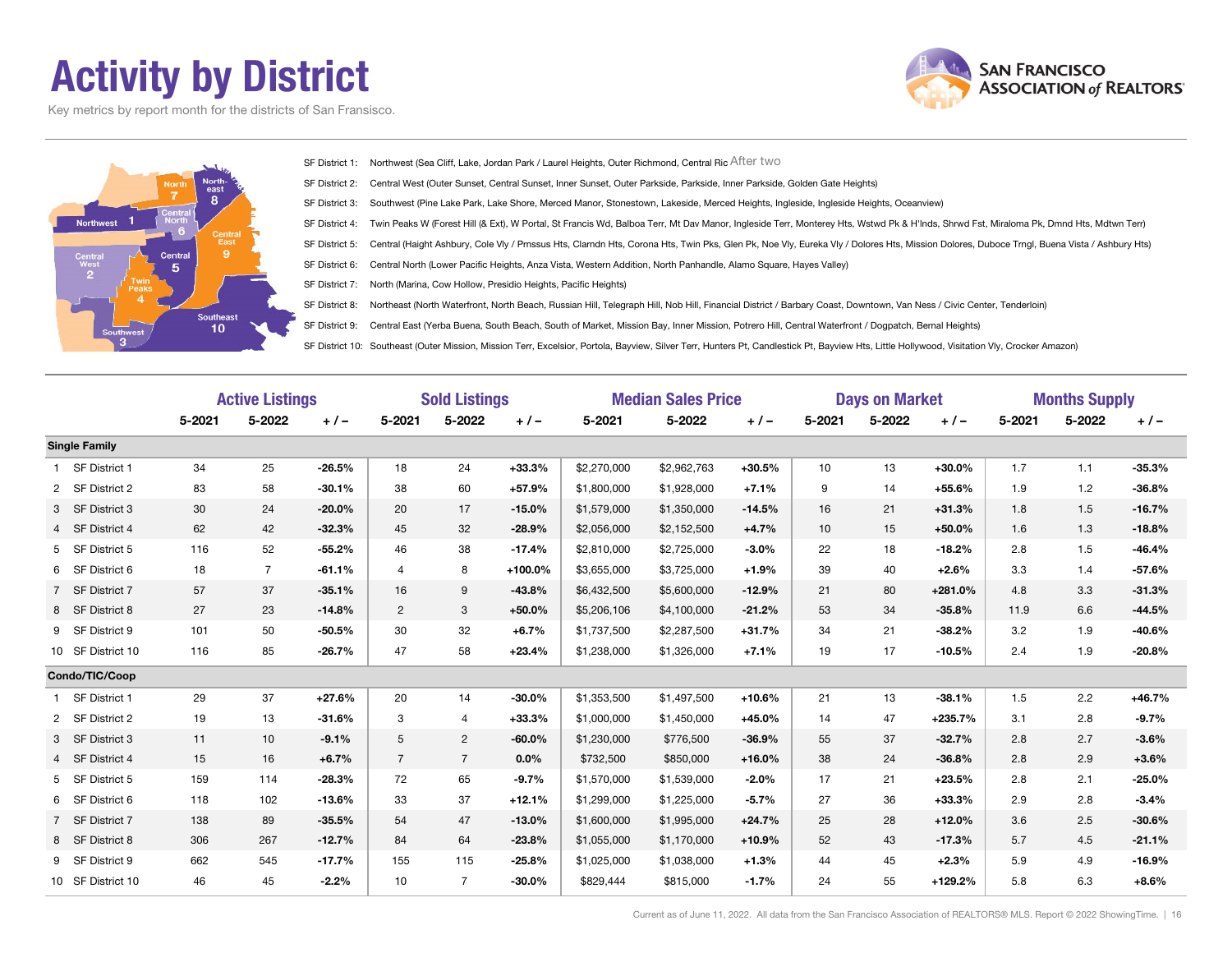# Activity by District

Key metrics by report month for the districts of San Fransisco.

North 7
North-east 8
Northwest 1
Central North 6
Central East 9
Central West 2
Central 5
Twin Peaks 4
Southeast 10
Southwest 3

SF District 1: Northwest (Sea Cliff, Lake, Jordan Park / Laurel Heights, Outer Richmond, Central Ric After two

SF District 2: Central West (Outer Sunset, Central Sunset, Inner Sunset, Outer Parkside, Parkside, Inner Parkside, Golden Gate Heights)

SF District 3: Southwest (Pine Lake Park, Lake Shore, Merced Manor, Stonestown, Lakeside, Merced Heights, Ingleside, Ingleside Heights, Oceanview)

SF District 4: Twin Peaks W (Forest Hill (& Ext), W Portal, St Francis Wd, Balboa Terr, Mt Dav Manor, Ingleside Terr, Monterey Hts, Wstwd Pk & H'lnds, Shrwd Fst, Miraloma Pk, Dmnd Hts, Mdtwn Terr)

SF District 5: Central (Haight Ashbury, Cole Vly / Prnssus Hts, Clarndn Hts, Corona Hts, Twin Pks, Glen Pk, Noe Vly, Eureka Vly / Dolores Hts, Mission Dolores, Duboce Trngl, Buena Vista / Ashbury Hts)

SF District 6: Central North (Lower Pacific Heights, Anza Vista, Western Addition, North Panhandle, Alamo Square, Hayes Valley)

SF District 7: North (Marina, Cow Hollow, Presidio Heights, Pacific Heights)

SF District 8: Northeast (North Waterfront, North Beach, Russian Hill, Telegraph Hill, Nob Hill, Financial District / Barbary Coast, Downtown, Van Ness / Civic Center, Tenderloin)

SF District 9: Central East (Yerba Buena, South Beach, South of Market, Mission Bay, Inner Mission, Potrero Hill, Central Waterfront / Dogpatch, Bernal Heights)

SF District 10: Southeast (Outer Mission, Mission Terr, Excelsior, Portola, Bayview, Silver Terr, Hunters Pt, Candlestick Pt, Bayview Hts, Little Hollywood, Visitation Vly, Crocker Amazon)

| | Active Listings | | | Sold Listings | | | Median Sales Price | | | Days on Market | | | Months Supply | | |
|---|---|---|---|---|---|---|---|---|---|---|---|---|---|---|---|
| | 5-2021 | 5-2022 | + / – | 5-2021 | 5-2022 | + / – | 5-2021 | 5-2022 | + / – | 5-2021 | 5-2022 | + / – | 5-2021 | 5-2022 | + / – |
| **Single Family** | | | | | | | | | | | | | | | |
| 1 SF District 1 | 34 | 25 | **-26.5%** | 18 | 24 | **+33.3%** | $2,270,000 | $2,962,763 | **+30.5%** | 10 | 13 | **+30.0%** | 1.7 | 1.1 | **-35.3%** |
| 2 SF District 2 | 83 | 58 | **-30.1%** | 38 | 60 | **+57.9%** | $1,800,000 | $1,928,000 | **+7.1%** | 9 | 14 | **+55.6%** | 1.9 | 1.2 | **-36.8%** |
| 3 SF District 3 | 30 | 24 | **-20.0%** | 20 | 17 | **-15.0%** | $1,579,000 | $1,350,000 | **-14.5%** | 16 | 21 | **+31.3%** | 1.8 | 1.5 | **-16.7%** |
| 4 SF District 4 | 62 | 42 | **-32.3%** | 45 | 32 | **-28.9%** | $2,056,000 | $2,152,500 | **+4.7%** | 10 | 15 | **+50.0%** | 1.6 | 1.3 | **-18.8%** |
| 5 SF District 5 | 116 | 52 | **-55.2%** | 46 | 38 | **-17.4%** | $2,810,000 | $2,725,000 | **-3.0%** | 22 | 18 | **-18.2%** | 2.8 | 1.5 | **-46.4%** |
| 6 SF District 6 | 18 | 7 | **-61.1%** | 4 | 8 | **+100.0%** | $3,655,000 | $3,725,000 | **+1.9%** | 39 | 40 | **+2.6%** | 3.3 | 1.4 | **-57.6%** |
| 7 SF District 7 | 57 | 37 | **-35.1%** | 16 | 9 | **-43.8%** | $6,432,500 | $5,600,000 | **-12.9%** | 21 | 80 | **+281.0%** | 4.8 | 3.3 | **-31.3%** |
| 8 SF District 8 | 27 | 23 | **-14.8%** | 2 | 3 | **+50.0%** | $5,206,106 | $4,100,000 | **-21.2%** | 53 | 34 | **-35.8%** | 11.9 | 6.6 | **-44.5%** |
| 9 SF District 9 | 101 | 50 | **-50.5%** | 30 | 32 | **+6.7%** | $1,737,500 | $2,287,500 | **+31.7%** | 34 | 21 | **-38.2%** | 3.2 | 1.9 | **-40.6%** |
| 10 SF District 10 | 116 | 85 | **-26.7%** | 47 | 58 | **+23.4%** | $1,238,000 | $1,326,000 | **+7.1%** | 19 | 17 | **-10.5%** | 2.4 | 1.9 | **-20.8%** |
| **Condo/TIC/Coop** | | | | | | | | | | | | | | | |
| 1 SF District 1 | 29 | 37 | **+27.6%** | 20 | 14 | **-30.0%** | $1,353,500 | $1,497,500 | **+10.6%** | 21 | 13 | **-38.1%** | 1.5 | 2.2 | **+46.7%** |
| 2 SF District 2 | 19 | 13 | **-31.6%** | 3 | 4 | **+33.3%** | $1,000,000 | $1,450,000 | **+45.0%** | 14 | 47 | **+235.7%** | 3.1 | 2.8 | **-9.7%** |
| 3 SF District 3 | 11 | 10 | **-9.1%** | 5 | 2 | **-60.0%** | $1,230,000 | $776,500 | **-36.9%** | 55 | 37 | **-32.7%** | 2.8 | 2.7 | **-3.6%** |
| 4 SF District 4 | 15 | 16 | **+6.7%** | 7 | 7 | **0.0%** | $732,500 | $850,000 | **+16.0%** | 38 | 24 | **-36.8%** | 2.8 | 2.9 | **+3.6%** |
| 5 SF District 5 | 159 | 114 | **-28.3%** | 72 | 65 | **-9.7%** | $1,570,000 | $1,539,000 | **-2.0%** | 17 | 21 | **+23.5%** | 2.8 | 2.1 | **-25.0%** |
| 6 SF District 6 | 118 | 102 | **-13.6%** | 33 | 37 | **+12.1%** | $1,299,000 | $1,225,000 | **-5.7%** | 27 | 36 | **+33.3%** | 2.9 | 2.8 | **-3.4%** |
| 7 SF District 7 | 138 | 89 | **-35.5%** | 54 | 47 | **-13.0%** | $1,600,000 | $1,995,000 | **+24.7%** | 25 | 28 | **+12.0%** | 3.6 | 2.5 | **-30.6%** |
| 8 SF District 8 | 306 | 267 | **-12.7%** | 84 | 64 | **-23.8%** | $1,055,000 | $1,170,000 | **+10.9%** | 52 | 43 | **-17.3%** | 5.7 | 4.5 | **-21.1%** |
| 9 SF District 9 | 662 | 545 | **-17.7%** | 155 | 115 | **-25.8%** | $1,025,000 | $1,038,000 | **+1.3%** | 44 | 45 | **+2.3%** | 5.9 | 4.9 | **-16.9%** |
| 10 SF District 10 | 46 | 45 | **-2.2%** | 10 | 7 | **-30.0%** | $829,444 | $815,000 | **-1.7%** | 24 | 55 | **+129.2%** | 5.8 | 6.3 | **+8.6%** |

Current as of June 11, 2022. All data from the San Francisco Association of REALTORS® MLS. Report © 2022 ShowingTime.